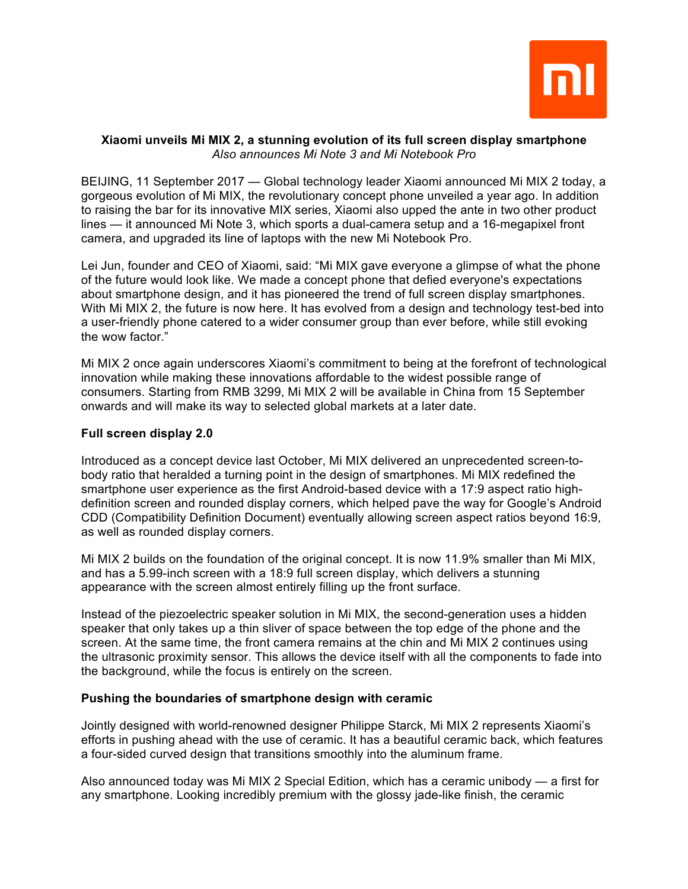**Xiaomi unveils Mi MIX 2, a stunning evolution of its full screen display smartphone**
*Also announces Mi Note 3 and Mi Notebook Pro*

BEIJING, 11 September 2017 — Global technology leader Xiaomi announced Mi MIX 2 today, a gorgeous evolution of Mi MIX, the revolutionary concept phone unveiled a year ago. In addition to raising the bar for its innovative MIX series, Xiaomi also upped the ante in two other product lines — it announced Mi Note 3, which sports a dual-camera setup and a 16-megapixel front camera, and upgraded its line of laptops with the new Mi Notebook Pro.

Lei Jun, founder and CEO of Xiaomi, said: "Mi MIX gave everyone a glimpse of what the phone of the future would look like. We made a concept phone that defied everyone's expectations about smartphone design, and it has pioneered the trend of full screen display smartphones. With Mi MIX 2, the future is now here. It has evolved from a design and technology test-bed into a user-friendly phone catered to a wider consumer group than ever before, while still evoking the wow factor."

Mi MIX 2 once again underscores Xiaomi's commitment to being at the forefront of technological innovation while making these innovations affordable to the widest possible range of consumers. Starting from RMB 3299, Mi MIX 2 will be available in China from 15 September onwards and will make its way to selected global markets at a later date.

**Full screen display 2.0**

Introduced as a concept device last October, Mi MIX delivered an unprecedented screen-to-body ratio that heralded a turning point in the design of smartphones. Mi MIX redefined the smartphone user experience as the first Android-based device with a 17:9 aspect ratio high-definition screen and rounded display corners, which helped pave the way for Google's Android CDD (Compatibility Definition Document) eventually allowing screen aspect ratios beyond 16:9, as well as rounded display corners.

Mi MIX 2 builds on the foundation of the original concept. It is now 11.9% smaller than Mi MIX, and has a 5.99-inch screen with a 18:9 full screen display, which delivers a stunning appearance with the screen almost entirely filling up the front surface.

Instead of the piezoelectric speaker solution in Mi MIX, the second-generation uses a hidden speaker that only takes up a thin sliver of space between the top edge of the phone and the screen. At the same time, the front camera remains at the chin and Mi MIX 2 continues using the ultrasonic proximity sensor. This allows the device itself with all the components to fade into the background, while the focus is entirely on the screen.

**Pushing the boundaries of smartphone design with ceramic**

Jointly designed with world-renowned designer Philippe Starck, Mi MIX 2 represents Xiaomi's efforts in pushing ahead with the use of ceramic. It has a beautiful ceramic back, which features a four-sided curved design that transitions smoothly into the aluminum frame.

Also announced today was Mi MIX 2 Special Edition, which has a ceramic unibody — a first for any smartphone. Looking incredibly premium with the glossy jade-like finish, the ceramic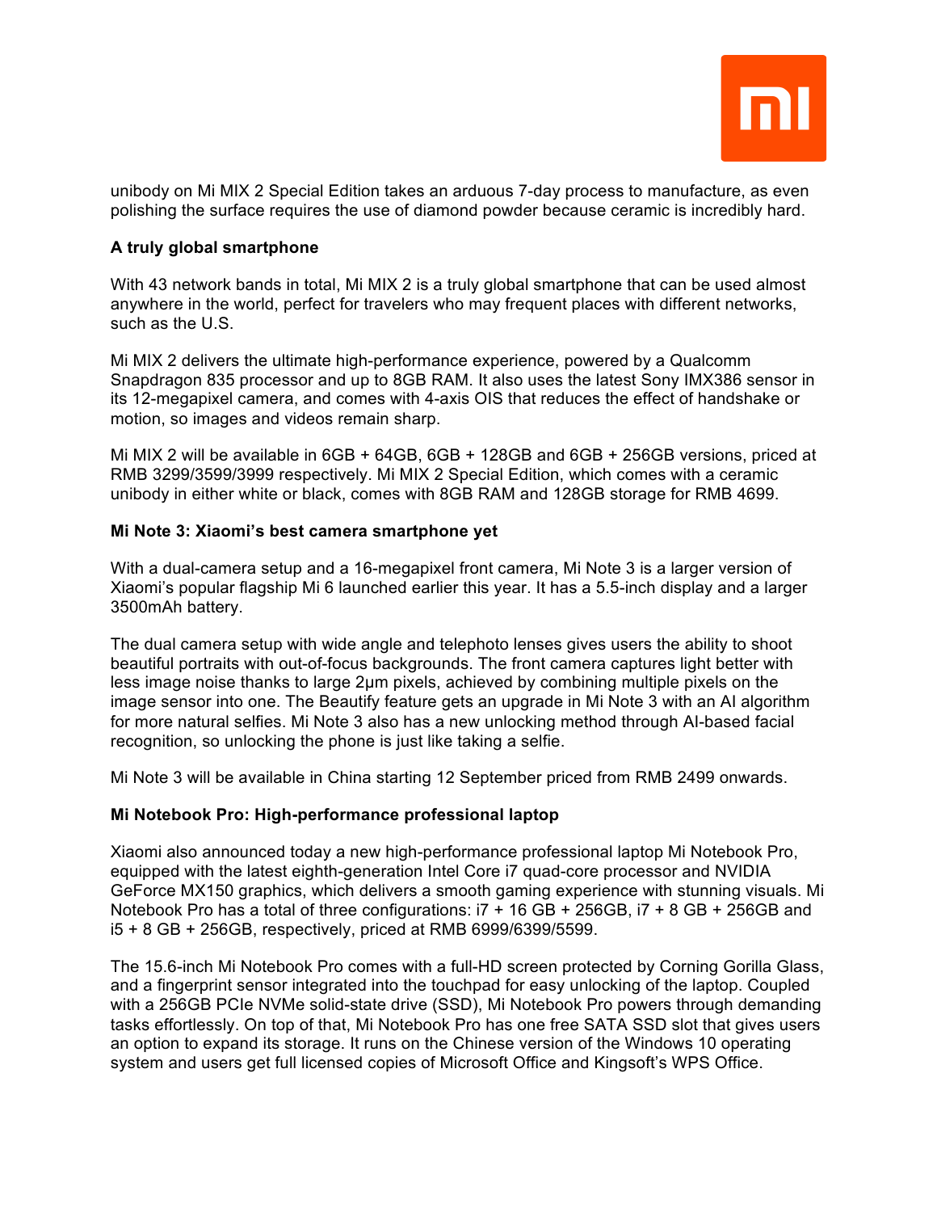unibody on Mi MIX 2 Special Edition takes an arduous 7-day process to manufacture, as even polishing the surface requires the use of diamond powder because ceramic is incredibly hard.

**A truly global smartphone**

With 43 network bands in total, Mi MIX 2 is a truly global smartphone that can be used almost anywhere in the world, perfect for travelers who may frequent places with different networks, such as the U.S.

Mi MIX 2 delivers the ultimate high-performance experience, powered by a Qualcomm Snapdragon 835 processor and up to 8GB RAM. It also uses the latest Sony IMX386 sensor in its 12-megapixel camera, and comes with 4-axis OIS that reduces the effect of handshake or motion, so images and videos remain sharp.

Mi MIX 2 will be available in 6GB + 64GB, 6GB + 128GB and 6GB + 256GB versions, priced at RMB 3299/3599/3999 respectively. Mi MIX 2 Special Edition, which comes with a ceramic unibody in either white or black, comes with 8GB RAM and 128GB storage for RMB 4699.

**Mi Note 3: Xiaomi's best camera smartphone yet**

With a dual-camera setup and a 16-megapixel front camera, Mi Note 3 is a larger version of Xiaomi's popular flagship Mi 6 launched earlier this year. It has a 5.5-inch display and a larger 3500mAh battery.

The dual camera setup with wide angle and telephoto lenses gives users the ability to shoot beautiful portraits with out-of-focus backgrounds. The front camera captures light better with less image noise thanks to large 2μm pixels, achieved by combining multiple pixels on the image sensor into one. The Beautify feature gets an upgrade in Mi Note 3 with an AI algorithm for more natural selfies. Mi Note 3 also has a new unlocking method through AI-based facial recognition, so unlocking the phone is just like taking a selfie.

Mi Note 3 will be available in China starting 12 September priced from RMB 2499 onwards.

**Mi Notebook Pro: High-performance professional laptop**

Xiaomi also announced today a new high-performance professional laptop Mi Notebook Pro, equipped with the latest eighth-generation Intel Core i7 quad-core processor and NVIDIA GeForce MX150 graphics, which delivers a smooth gaming experience with stunning visuals. Mi Notebook Pro has a total of three configurations: i7 + 16 GB + 256GB, i7 + 8 GB + 256GB and i5 + 8 GB + 256GB, respectively, priced at RMB 6999/6399/5599.

The 15.6-inch Mi Notebook Pro comes with a full-HD screen protected by Corning Gorilla Glass, and a fingerprint sensor integrated into the touchpad for easy unlocking of the laptop. Coupled with a 256GB PCIe NVMe solid-state drive (SSD), Mi Notebook Pro powers through demanding tasks effortlessly. On top of that, Mi Notebook Pro has one free SATA SSD slot that gives users an option to expand its storage. It runs on the Chinese version of the Windows 10 operating system and users get full licensed copies of Microsoft Office and Kingsoft's WPS Office.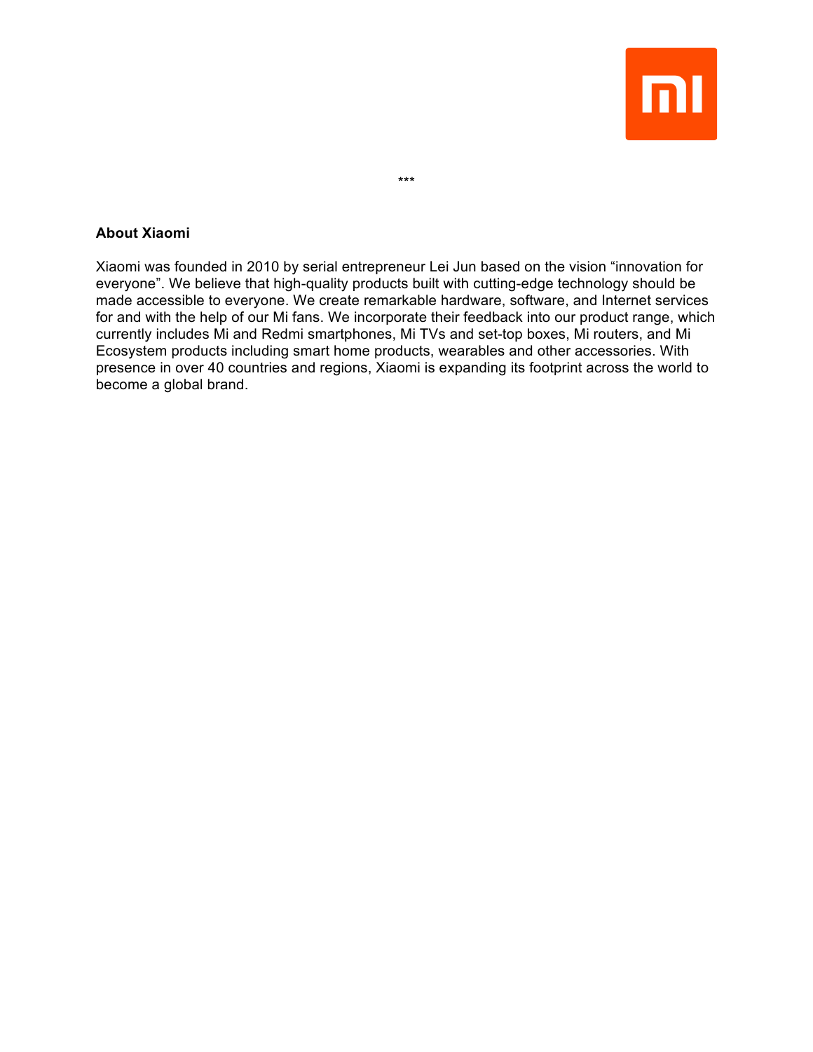\*\*\*

**About Xiaomi**

Xiaomi was founded in 2010 by serial entrepreneur Lei Jun based on the vision “innovation for everyone”. We believe that high-quality products built with cutting-edge technology should be made accessible to everyone. We create remarkable hardware, software, and Internet services for and with the help of our Mi fans. We incorporate their feedback into our product range, which currently includes Mi and Redmi smartphones, Mi TVs and set-top boxes, Mi routers, and Mi Ecosystem products including smart home products, wearables and other accessories. With presence in over 40 countries and regions, Xiaomi is expanding its footprint across the world to become a global brand.